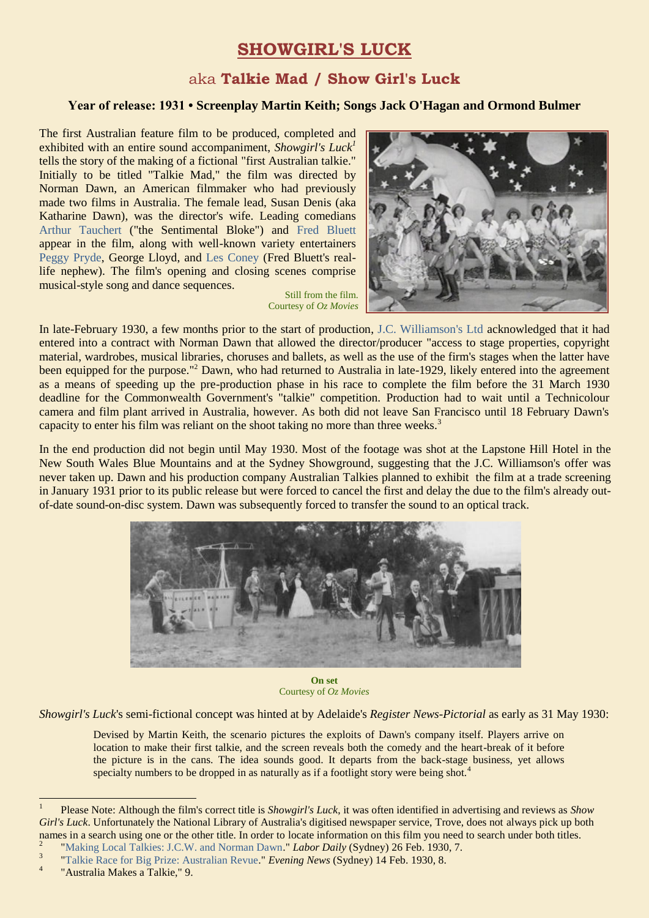# SHOWGIRL'S LUCK

## aka **Talkie Mad / Show Girl's Luck**

### Year of release: 1931 • Screenplay Martin Keith; Songs Jack O'Hagan and Ormond Bulmer

The first Australian feature film to be produced, completed and exhibited with an entire sound accompaniment, *Showgirl's Luck*[1] tells the story of the making of a fictional "first Australian talkie." Initially to be titled "Talkie Mad," the film was directed by Norman Dawn, an American filmmaker who had previously made two films in Australia. The female lead, Susan Denis (aka Katharine Dawn), was the director's wife. Leading comedians Arthur Tauchert ("the Sentimental Bloke") and Fred Bluett appear in the film, along with well-known variety entertainers Peggy Pryde, George Lloyd, and Les Coney (Fred Bluett's real-life nephew). The film's opening and closing scenes comprise musical-style song and dance sequences.

Still from the film.
Courtesy of *Oz Movies*

In late-February 1930, a few months prior to the start of production, J.C. Williamson's Ltd acknowledged that it had entered into a contract with Norman Dawn that allowed the director/producer "access to stage properties, copyright material, wardrobes, musical libraries, choruses and ballets, as well as the use of the firm's stages when the latter have been equipped for the purpose."[2] Dawn, who had returned to Australia in late-1929, likely entered into the agreement as a means of speeding up the pre-production phase in his race to complete the film before the 31 March 1930 deadline for the Commonwealth Government's "talkie" competition. Production had to wait until a Technicolour camera and film plant arrived in Australia, however. As both did not leave San Francisco until 18 February Dawn's capacity to enter his film was reliant on the shoot taking no more than three weeks.[3]

In the end production did not begin until May 1930. Most of the footage was shot at the Lapstone Hill Hotel in the New South Wales Blue Mountains and at the Sydney Showground, suggesting that the J.C. Williamson's offer was never taken up. Dawn and his production company Australian Talkies planned to exhibit the film at a trade screening in January 1931 prior to its public release but were forced to cancel the first and delay the due to the film's already out-of-date sound-on-disc system. Dawn was subsequently forced to transfer the sound to an optical track.

**On set**
Courtesy of *Oz Movies*

*Showgirl's Luck*'s semi-fictional concept was hinted at by Adelaide's *Register News-Pictorial* as early as 31 May 1930:

> Devised by Martin Keith, the scenario pictures the exploits of Dawn's company itself. Players arrive on location to make their first talkie, and the screen reveals both the comedy and the heart-break of it before the picture is in the cans. The idea sounds good. It departs from the back-stage business, yet allows specialty numbers to be dropped in as naturally as if a footlight story were being shot.[4]

---

[1] Please Note: Although the film's correct title is *Showgirl's Luck*, it was often identified in advertising and reviews as *Show Girl's Luck*. Unfortunately the National Library of Australia's digitised newspaper service, Trove, does not always pick up both names in a search using one or the other title. In order to locate information on this film you need to search under both titles.

[2] "Making Local Talkies: J.C.W. and Norman Dawn." *Labor Daily* (Sydney) 26 Feb. 1930, 7.

[3] "Talkie Race for Big Prize: Australian Revue." *Evening News* (Sydney) 14 Feb. 1930, 8.

[4] "Australia Makes a Talkie," 9.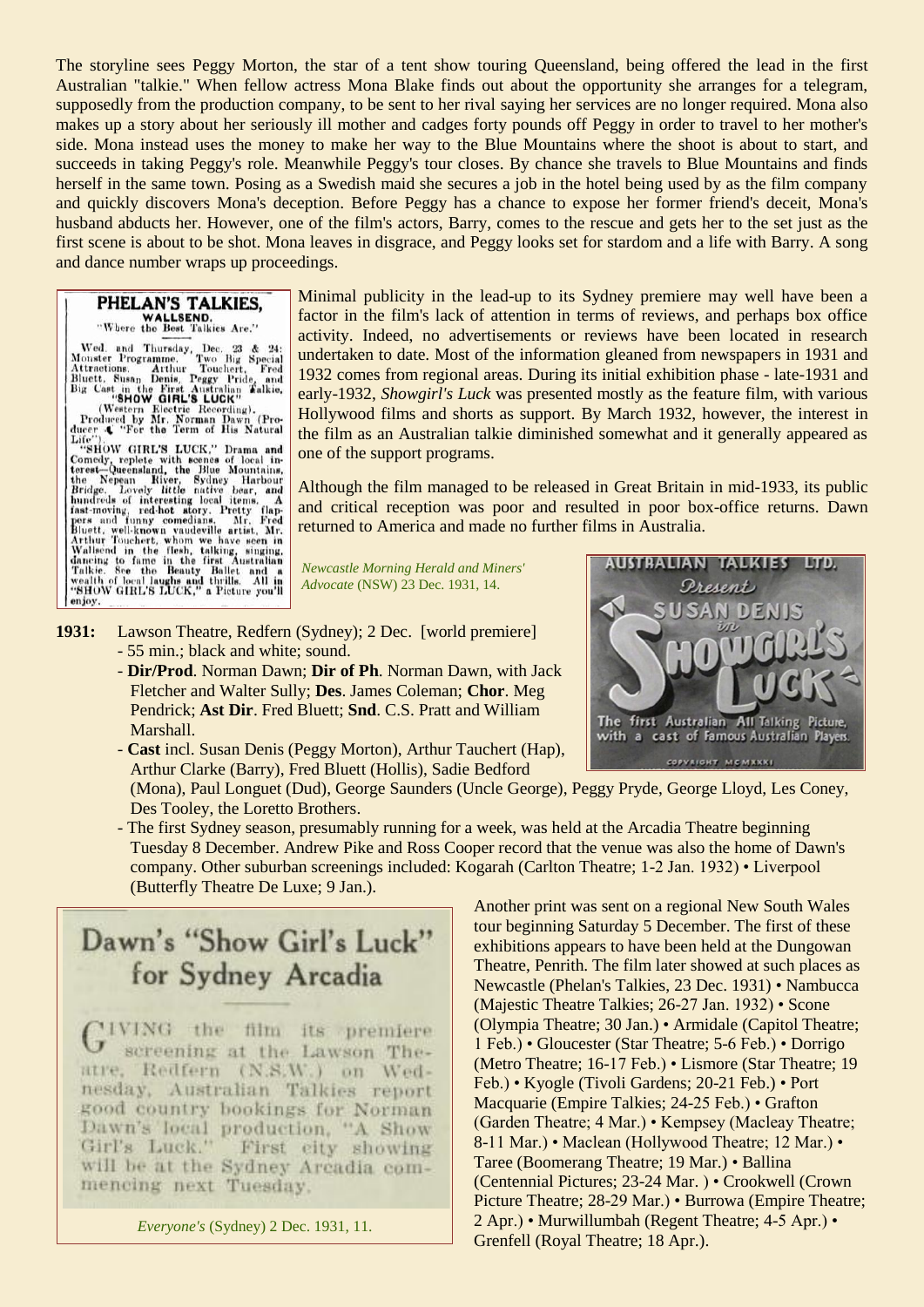The storyline sees Peggy Morton, the star of a tent show touring Queensland, being offered the lead in the first Australian "talkie." When fellow actress Mona Blake finds out about the opportunity she arranges for a telegram, supposedly from the production company, to be sent to her rival saying her services are no longer required. Mona also makes up a story about her seriously ill mother and cadges forty pounds off Peggy in order to travel to her mother's side. Mona instead uses the money to make her way to the Blue Mountains where the shoot is about to start, and succeeds in taking Peggy's role. Meanwhile Peggy's tour closes. By chance she travels to Blue Mountains and finds herself in the same town. Posing as a Swedish maid she secures a job in the hotel being used by as the film company and quickly discovers Mona's deception. Before Peggy has a chance to expose her former friend's deceit, Mona's husband abducts her. However, one of the film's actors, Barry, comes to the rescue and gets her to the set just as the first scene is about to be shot. Mona leaves in disgrace, and Peggy looks set for stardom and a life with Barry. A song and dance number wraps up proceedings.

**PHELAN'S TALKIES, WALLSEND.**
"Where the Best Talkies Are."

Wed. and Thursday, Dec. 23 & 24: Monster Programme. Two Big Special Attractions. Arthur Touchert, Fred Bluett, Susan Denis, Peggy Pride, and Big Cast in the First Australian Talkie, "SHOW GIRL'S LUCK" (Western Electric Recording). Produced by Mr. Norman Dawn (Producer of "For the Term of His Natural Life").

"SHOW GIRL'S LUCK," Drama and Comedy, replete with scenes of local interest—Queensland, the Blue Mountains, the Nepean River, Sydney Harbour Bridge. Lovely little native bear, and hundreds of interesting local items. A fast-moving, red-hot story. Pretty flappers and funny comedians. Mr. Fred Bluett, well-known vaudeville artist, Mr. Arthur Touchert, whom we have seen in Wallsend in the flesh, talking, singing, dancing to fame in the first Australian Talkie. See the Beauty Ballet and a wealth of local laughs and thrills. All in "SHOW GIRL'S LUCK," a Picture you'll enjoy.

*Newcastle Morning Herald and Miners' Advocate* (NSW) 23 Dec. 1931, 14.

Minimal publicity in the lead-up to its Sydney premiere may well have been a factor in the film's lack of attention in terms of reviews, and perhaps box office activity. Indeed, no advertisements or reviews have been located in research undertaken to date. Most of the information gleaned from newspapers in 1931 and 1932 comes from regional areas. During its initial exhibition phase - late-1931 and early-1932, *Showgirl's Luck* was presented mostly as the feature film, with various Hollywood films and shorts as support. By March 1932, however, the interest in the film as an Australian talkie diminished somewhat and it generally appeared as one of the support programs.

Although the film managed to be released in Great Britain in mid-1933, its public and critical reception was poor and resulted in poor box-office returns. Dawn returned to America and made no further films in Australia.

AUSTRALIAN TALKIES LTD. Present SUSAN DENIS in SHOWGIRL'S LUCK. The first Australian All Talking Picture, with a cast of famous Australian Players. COPYRIGHT MCMXXXI

**1931:** Lawson Theatre, Redfern (Sydney); 2 Dec. [world premiere]

- 55 min.; black and white; sound.
- **Dir/Prod**. Norman Dawn; **Dir of Ph**. Norman Dawn, with Jack Fletcher and Walter Sully; **Des**. James Coleman; **Chor**. Meg Pendrick; **Ast Dir**. Fred Bluett; **Snd**. C.S. Pratt and William Marshall.
- **Cast** incl. Susan Denis (Peggy Morton), Arthur Tauchert (Hap), Arthur Clarke (Barry), Fred Bluett (Hollis), Sadie Bedford (Mona), Paul Longuet (Dud), George Saunders (Uncle George), Peggy Pryde, George Lloyd, Les Coney, Des Tooley, the Loretto Brothers.
- The first Sydney season, presumably running for a week, was held at the Arcadia Theatre beginning Tuesday 8 December. Andrew Pike and Ross Cooper record that the venue was also the home of Dawn's company. Other suburban screenings included: Kogarah (Carlton Theatre; 1-2 Jan. 1932) • Liverpool (Butterfly Theatre De Luxe; 9 Jan.).

**Dawn's "Show Girl's Luck" for Sydney Arcadia**

Giving the film its premiere screening at the Lawson Theatre, Redfern (N.S.W.) on Wednesday, Australian Talkies report good country bookings for Norman Dawn's local production, "A Show Girl's Luck." First city showing will be at the Sydney Arcadia commencing next Tuesday.

*Everyone's* (Sydney) 2 Dec. 1931, 11.

Another print was sent on a regional New South Wales tour beginning Saturday 5 December. The first of these exhibitions appears to have been held at the Dungowan Theatre, Penrith. The film later showed at such places as Newcastle (Phelan's Talkies, 23 Dec. 1931) • Nambucca (Majestic Theatre Talkies; 26-27 Jan. 1932) • Scone (Olympia Theatre; 30 Jan.) • Armidale (Capitol Theatre; 1 Feb.) • Gloucester (Star Theatre; 5-6 Feb.) • Dorrigo (Metro Theatre; 16-17 Feb.) • Lismore (Star Theatre; 19 Feb.) • Kyogle (Tivoli Gardens; 20-21 Feb.) • Port Macquarie (Empire Talkies; 24-25 Feb.) • Grafton (Garden Theatre; 4 Mar.) • Kempsey (Macleay Theatre; 8-11 Mar.) • Maclean (Hollywood Theatre; 12 Mar.) • Taree (Boomerang Theatre; 19 Mar.) • Ballina (Centennial Pictures; 23-24 Mar. ) • Crookwell (Crown Picture Theatre; 28-29 Mar.) • Burrowa (Empire Theatre; 2 Apr.) • Murwillumbah (Regent Theatre; 4-5 Apr.) • Grenfell (Royal Theatre; 18 Apr.).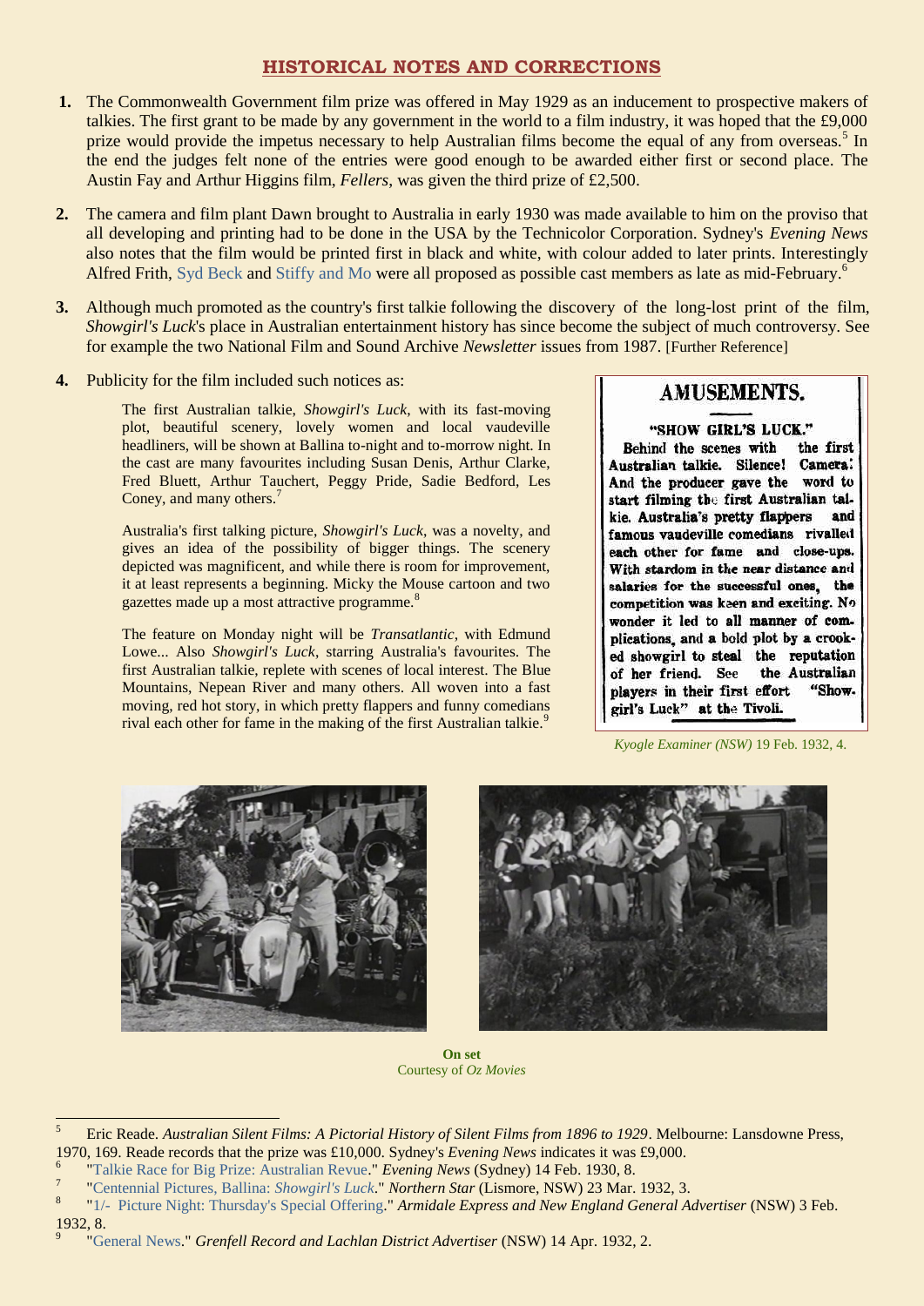## HISTORICAL NOTES AND CORRECTIONS

**1.** The Commonwealth Government film prize was offered in May 1929 as an inducement to prospective makers of talkies. The first grant to be made by any government in the world to a film industry, it was hoped that the £9,000 prize would provide the impetus necessary to help Australian films become the equal of any from overseas.[5] In the end the judges felt none of the entries were good enough to be awarded either first or second place. The Austin Fay and Arthur Higgins film, *Fellers*, was given the third prize of £2,500.

**2.** The camera and film plant Dawn brought to Australia in early 1930 was made available to him on the proviso that all developing and printing had to be done in the USA by the Technicolor Corporation. Sydney's *Evening News* also notes that the film would be printed first in black and white, with colour added to later prints. Interestingly Alfred Frith, Syd Beck and Stiffy and Mo were all proposed as possible cast members as late as mid-February.[6]

**3.** Although much promoted as the country's first talkie following the discovery of the long-lost print of the film, *Showgirl's Luck*'s place in Australian entertainment history has since become the subject of much controversy. See for example the two National Film and Sound Archive *Newsletter* issues from 1987. [Further Reference]

**4.** Publicity for the film included such notices as:

> The first Australian talkie, *Showgirl's Luck*, with its fast-moving plot, beautiful scenery, lovely women and local vaudeville headliners, will be shown at Ballina to-night and to-morrow night. In the cast are many favourites including Susan Denis, Arthur Clarke, Fred Bluett, Arthur Tauchert, Peggy Pride, Sadie Bedford, Les Coney, and many others.[7]

> Australia's first talking picture, *Showgirl's Luck*, was a novelty, and gives an idea of the possibility of bigger things. The scenery depicted was magnificent, and while there is room for improvement, it at least represents a beginning. Micky the Mouse cartoon and two gazettes made up a most attractive programme.[8]

> The feature on Monday night will be *Transatlantic*, with Edmund Lowe... Also *Showgirl's Luck*, starring Australia's favourites. The first Australian talkie, replete with scenes of local interest. The Blue Mountains, Nepean River and many others. All woven into a fast moving, red hot story, in which pretty flappers and funny comedians rival each other for fame in the making of the first Australian talkie.[9]

> **AMUSEMENTS.**
>
> **"SHOW GIRL'S LUCK."**
>
> **Behind the scenes with the first Australian talkie. Silence! Camera! And the producer gave the word to start filming the first Australian talkie. Australia's pretty flappers and famous vaudeville comedians rivalled each other for fame and close-ups. With stardom in the near distance and salaries for the successful ones, the competition was keen and exciting. No wonder it led to all manner of complications, and a bold plot by a crooked showgirl to steal the reputation of her friend. See the Australian players in their first effort "Showgirl's Luck" at the Tivoli.**

*Kyogle Examiner (NSW)* 19 Feb. 1932, 4.

**On set**
Courtesy of *Oz Movies*

---

[5] Eric Reade. *Australian Silent Films: A Pictorial History of Silent Films from 1896 to 1929*. Melbourne: Lansdowne Press, 1970, 169. Reade records that the prize was £10,000. Sydney's *Evening News* indicates it was £9,000.

[6] "Talkie Race for Big Prize: Australian Revue." *Evening News* (Sydney) 14 Feb. 1930, 8.

[7] "Centennial Pictures, Ballina: *Showgirl's Luck*." *Northern Star* (Lismore, NSW) 23 Mar. 1932, 3.

[8] "1/- Picture Night: Thursday's Special Offering." *Armidale Express and New England General Advertiser* (NSW) 3 Feb. 1932, 8.

[9] "General News." *Grenfell Record and Lachlan District Advertiser* (NSW) 14 Apr. 1932, 2.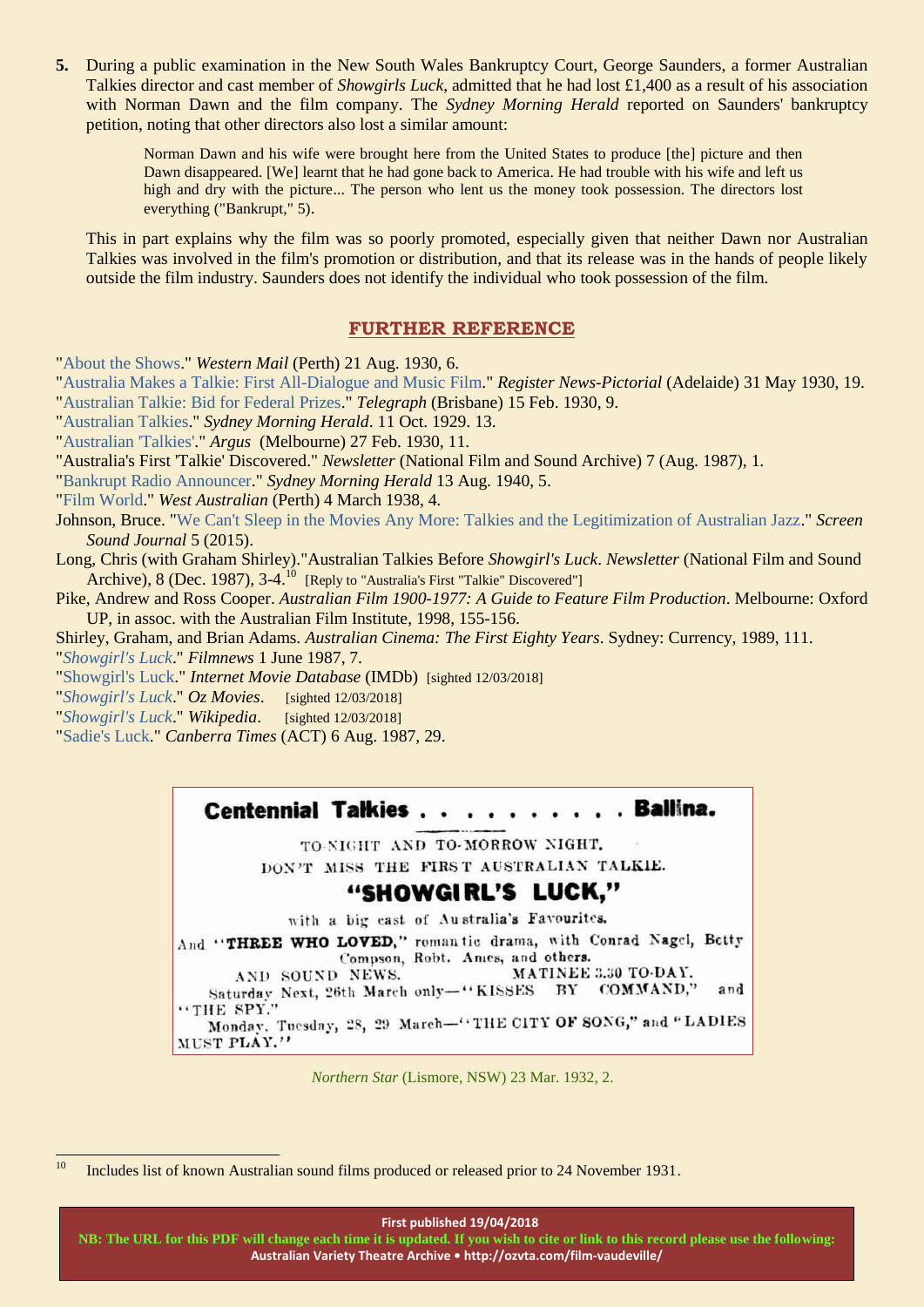**5.** During a public examination in the New South Wales Bankruptcy Court, George Saunders, a former Australian Talkies director and cast member of *Showgirls Luck*, admitted that he had lost £1,400 as a result of his association with Norman Dawn and the film company. The *Sydney Morning Herald* reported on Saunders' bankruptcy petition, noting that other directors also lost a similar amount:

> Norman Dawn and his wife were brought here from the United States to produce [the] picture and then Dawn disappeared. [We] learnt that he had gone back to America. He had trouble with his wife and left us high and dry with the picture... The person who lent us the money took possession. The directors lost everything ("Bankrupt," 5).

This in part explains why the film was so poorly promoted, especially given that neither Dawn nor Australian Talkies was involved in the film's promotion or distribution, and that its release was in the hands of people likely outside the film industry. Saunders does not identify the individual who took possession of the film.

## FURTHER REFERENCE

"About the Shows." *Western Mail* (Perth) 21 Aug. 1930, 6.

"Australia Makes a Talkie: First All-Dialogue and Music Film." *Register News-Pictorial* (Adelaide) 31 May 1930, 19.

"Australian Talkie: Bid for Federal Prizes." *Telegraph* (Brisbane) 15 Feb. 1930, 9.

"Australian Talkies." *Sydney Morning Herald*. 11 Oct. 1929. 13.

"Australian 'Talkies'." *Argus* (Melbourne) 27 Feb. 1930, 11.

"Australia's First 'Talkie' Discovered." *Newsletter* (National Film and Sound Archive) 7 (Aug. 1987), 1.

"Bankrupt Radio Announcer." *Sydney Morning Herald* 13 Aug. 1940, 5.

"Film World." *West Australian* (Perth) 4 March 1938, 4.

Johnson, Bruce. "We Can't Sleep in the Movies Any More: Talkies and the Legitimization of Australian Jazz." *Screen Sound Journal* 5 (2015).

Long, Chris (with Graham Shirley)."Australian Talkies Before *Showgirl's Luck*. *Newsletter* (National Film and Sound Archive), 8 (Dec. 1987), 3-4.[10] [Reply to "Australia's First "Talkie" Discovered"]

Pike, Andrew and Ross Cooper. *Australian Film 1900-1977: A Guide to Feature Film Production*. Melbourne: Oxford UP, in assoc. with the Australian Film Institute, 1998, 155-156.

Shirley, Graham, and Brian Adams. *Australian Cinema: The First Eighty Years*. Sydney: Currency, 1989, 111.

"*Showgirl's Luck*." *Filmnews* 1 June 1987, 7.

"Showgirl's Luck." *Internet Movie Database* (IMDb) [sighted 12/03/2018]

"*Showgirl's Luck*." *Oz Movies*. [sighted 12/03/2018]

"*Showgirl's Luck*." *Wikipedia*. [sighted 12/03/2018]

"Sadie's Luck." *Canberra Times* (ACT) 6 Aug. 1987, 29.

**Centennial Talkies . . . . . . . . . . Ballina.**

TO-NIGHT AND TO-MORROW NIGHT.

DON'T MISS THE FIRST AUSTRALIAN TALKIE.

**"SHOWGIRL'S LUCK,"**

with a big cast of Australia's Favourites.

And **"THREE WHO LOVED,"** romantic drama, with Conrad Nagel, Betty Compson, Robt. Ames, and others.

AND SOUND NEWS. MATINEE 3.30 TO-DAY.

Saturday Next, 26th March only—"KISSES BY COMMAND," and "THE SPY."

Monday, Tuesday, 28, 29 March—"THE CITY OF SONG," and "LADIES MUST PLAY."

*Northern Star* (Lismore, NSW) 23 Mar. 1932, 2.

[10] Includes list of known Australian sound films produced or released prior to 24 November 1931.

**First published 19/04/2018**

**NB: The URL for this PDF will change each time it is updated. If you wish to cite or link to this record please use the following: Australian Variety Theatre Archive • http://ozvta.com/film-vaudeville/**